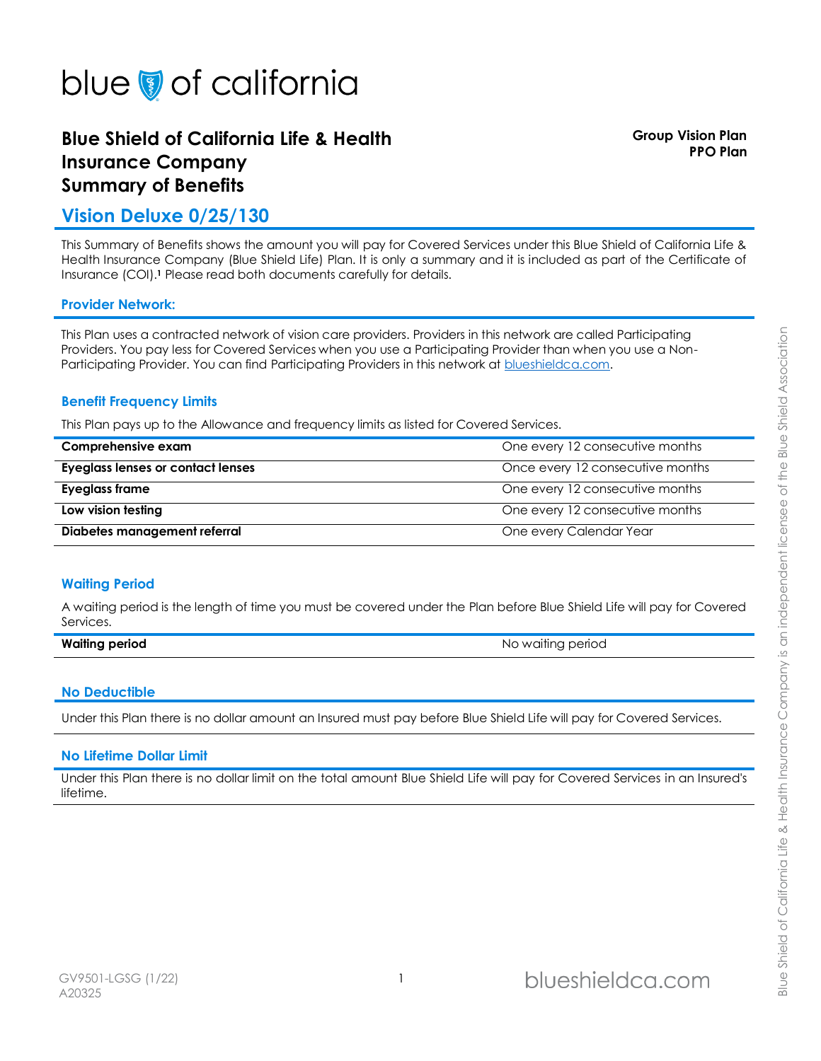blue of california

# Blue Shield of California Life & Health Insurance Company
# Summary of Benefits

**Group Vision Plan**
**PPO Plan**

## Vision Deluxe 0/25/130

This Summary of Benefits shows the amount you will pay for Covered Services under this Blue Shield of California Life & Health Insurance Company (Blue Shield Life) Plan. It is only a summary and it is included as part of the Certificate of Insurance (COI).[1] Please read both documents carefully for details.

### Provider Network:

This Plan uses a contracted network of vision care providers. Providers in this network are called Participating Providers. You pay less for Covered Services when you use a Participating Provider than when you use a Non-Participating Provider. You can find Participating Providers in this network at blueshieldca.com.

### Benefit Frequency Limits

This Plan pays up to the Allowance and frequency limits as listed for Covered Services.

| | |
|---|---|
| **Comprehensive exam** | One every 12 consecutive months |
| **Eyeglass lenses or contact lenses** | Once every 12 consecutive months |
| **Eyeglass frame** | One every 12 consecutive months |
| **Low vision testing** | One every 12 consecutive months |
| **Diabetes management referral** | One every Calendar Year |

### Waiting Period

A waiting period is the length of time you must be covered under the Plan before Blue Shield Life will pay for Covered Services.

| | |
|---|---|
| **Waiting period** | No waiting period |

### No Deductible

Under this Plan there is no dollar amount an Insured must pay before Blue Shield Life will pay for Covered Services.

### No Lifetime Dollar Limit

Under this Plan there is no dollar limit on the total amount Blue Shield Life will pay for Covered Services in an Insured's lifetime.

GV9501-LGSG (1/22)
A20325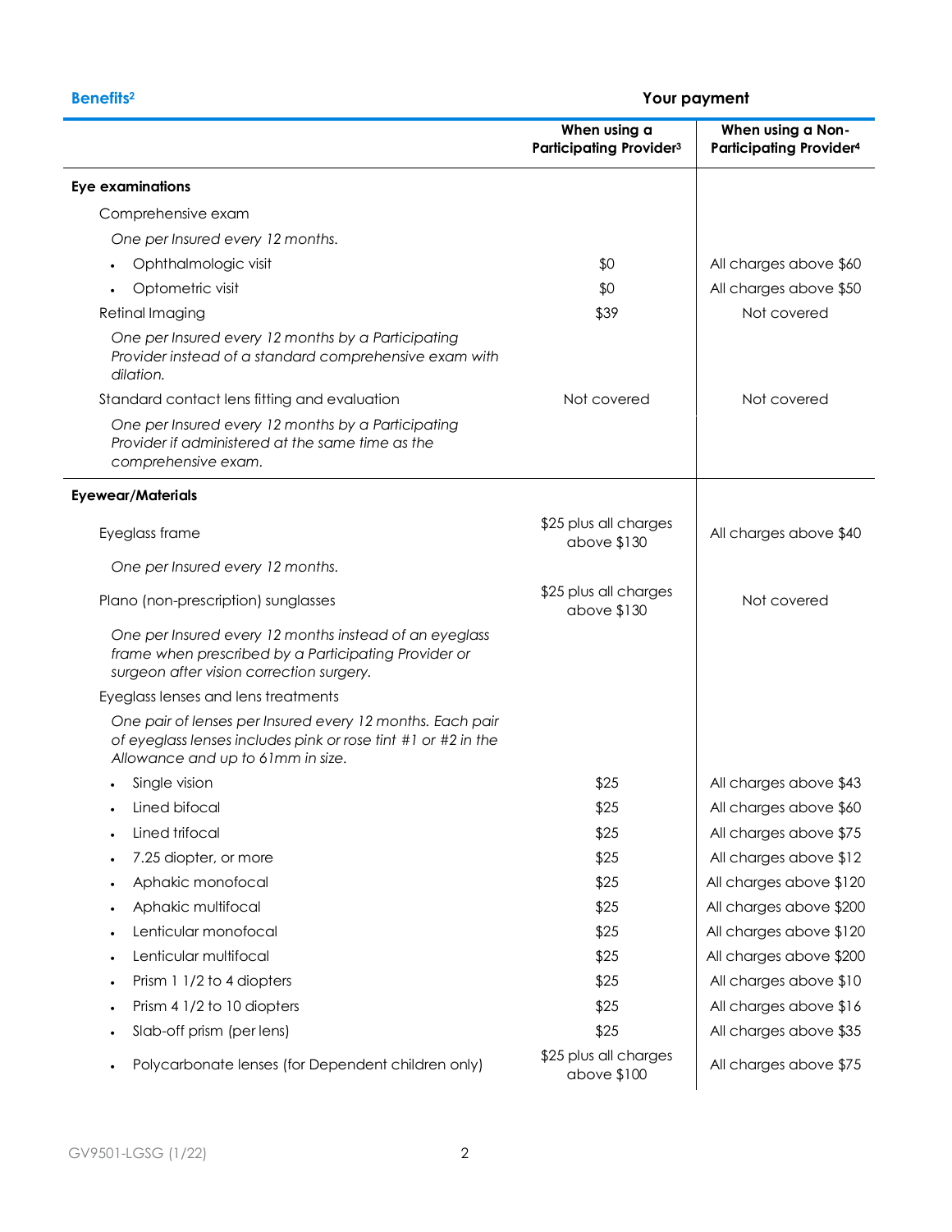| Benefits[2] | Your payment | |
|---|---|---|
| | **When using a Participating Provider[3]** | **When using a Non-Participating Provider[4]** |
| **Eye examinations** | | |
| Comprehensive exam | | |
| *One per Insured every 12 months.* | | |
| • Ophthalmologic visit | $0 | All charges above $60 |
| • Optometric visit | $0 | All charges above $50 |
| Retinal Imaging | $39 | Not covered |
| *One per Insured every 12 months by a Participating Provider instead of a standard comprehensive exam with dilation.* | | |
| Standard contact lens fitting and evaluation | Not covered | Not covered |
| *One per Insured every 12 months by a Participating Provider if administered at the same time as the comprehensive exam.* | | |
| **Eyewear/Materials** | | |
| Eyeglass frame | $25 plus all charges above $130 | All charges above $40 |
| *One per Insured every 12 months.* | | |
| Plano (non-prescription) sunglasses | $25 plus all charges above $130 | Not covered |
| *One per Insured every 12 months instead of an eyeglass frame when prescribed by a Participating Provider or surgeon after vision correction surgery.* | | |
| Eyeglass lenses and lens treatments | | |
| *One pair of lenses per Insured every 12 months. Each pair of eyeglass lenses includes pink or rose tint #1 or #2 in the Allowance and up to 61mm in size.* | | |
| • Single vision | $25 | All charges above $43 |
| • Lined bifocal | $25 | All charges above $60 |
| • Lined trifocal | $25 | All charges above $75 |
| • 7.25 diopter, or more | $25 | All charges above $12 |
| • Aphakic monofocal | $25 | All charges above $120 |
| • Aphakic multifocal | $25 | All charges above $200 |
| • Lenticular monofocal | $25 | All charges above $120 |
| • Lenticular multifocal | $25 | All charges above $200 |
| • Prism 1 1/2 to 4 diopters | $25 | All charges above $10 |
| • Prism 4 1/2 to 10 diopters | $25 | All charges above $16 |
| • Slab-off prism (per lens) | $25 | All charges above $35 |
| • Polycarbonate lenses (for Dependent children only) | $25 plus all charges above $100 | All charges above $75 |

GV9501-LGSG (1/22)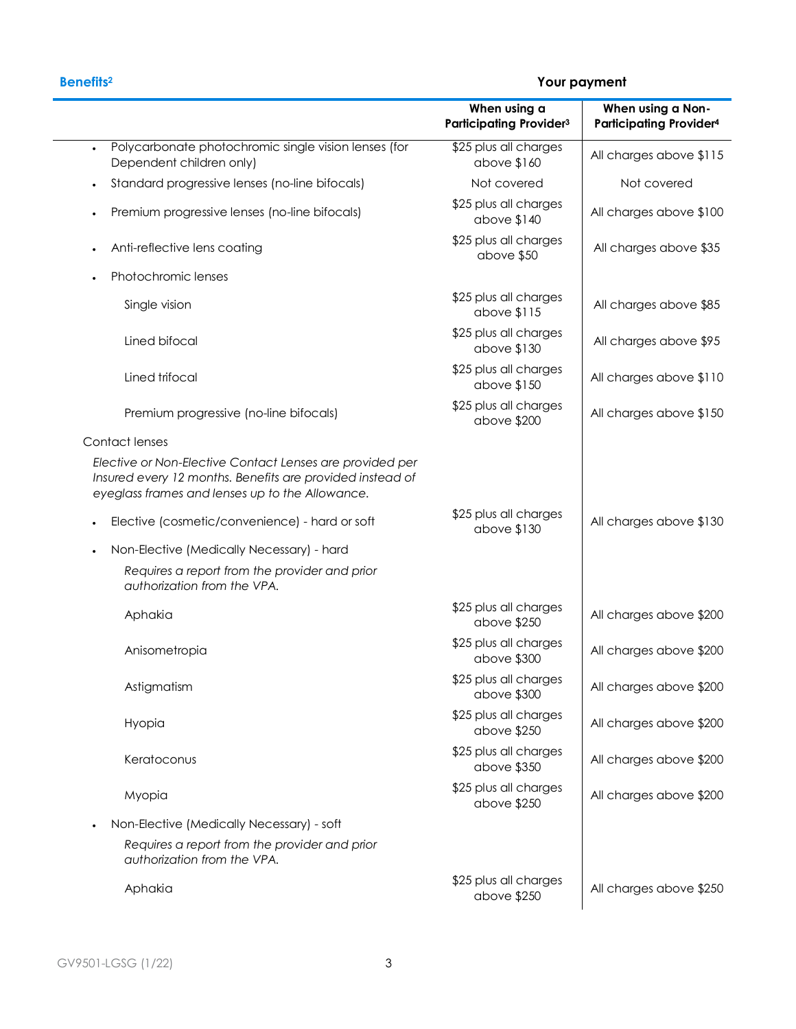| Benefits[2] | Your payment | |
|---|---|---|
| | **When using a Participating Provider[3]** | **When using a Non-Participating Provider[4]** |
| • Polycarbonate photochromic single vision lenses (for Dependent children only) | $25 plus all charges above $160 | All charges above $115 |
| • Standard progressive lenses (no-line bifocals) | Not covered | Not covered |
| • Premium progressive lenses (no-line bifocals) | $25 plus all charges above $140 | All charges above $100 |
| • Anti-reflective lens coating | $25 plus all charges above $50 | All charges above $35 |
| • Photochromic lenses | | |
| Single vision | $25 plus all charges above $115 | All charges above $85 |
| Lined bifocal | $25 plus all charges above $130 | All charges above $95 |
| Lined trifocal | $25 plus all charges above $150 | All charges above $110 |
| Premium progressive (no-line bifocals) | $25 plus all charges above $200 | All charges above $150 |
| Contact lenses | | |
| *Elective or Non-Elective Contact Lenses are provided per Insured every 12 months. Benefits are provided instead of eyeglass frames and lenses up to the Allowance.* | | |
| • Elective (cosmetic/convenience) - hard or soft | $25 plus all charges above $130 | All charges above $130 |
| • Non-Elective (Medically Necessary) - hard | | |
| *Requires a report from the provider and prior authorization from the VPA.* | | |
| Aphakia | $25 plus all charges above $250 | All charges above $200 |
| Anisometropia | $25 plus all charges above $300 | All charges above $200 |
| Astigmatism | $25 plus all charges above $300 | All charges above $200 |
| Hyopia | $25 plus all charges above $250 | All charges above $200 |
| Keratoconus | $25 plus all charges above $350 | All charges above $200 |
| Myopia | $25 plus all charges above $250 | All charges above $200 |
| • Non-Elective (Medically Necessary) - soft | | |
| *Requires a report from the provider and prior authorization from the VPA.* | | |
| Aphakia | $25 plus all charges above $250 | All charges above $250 |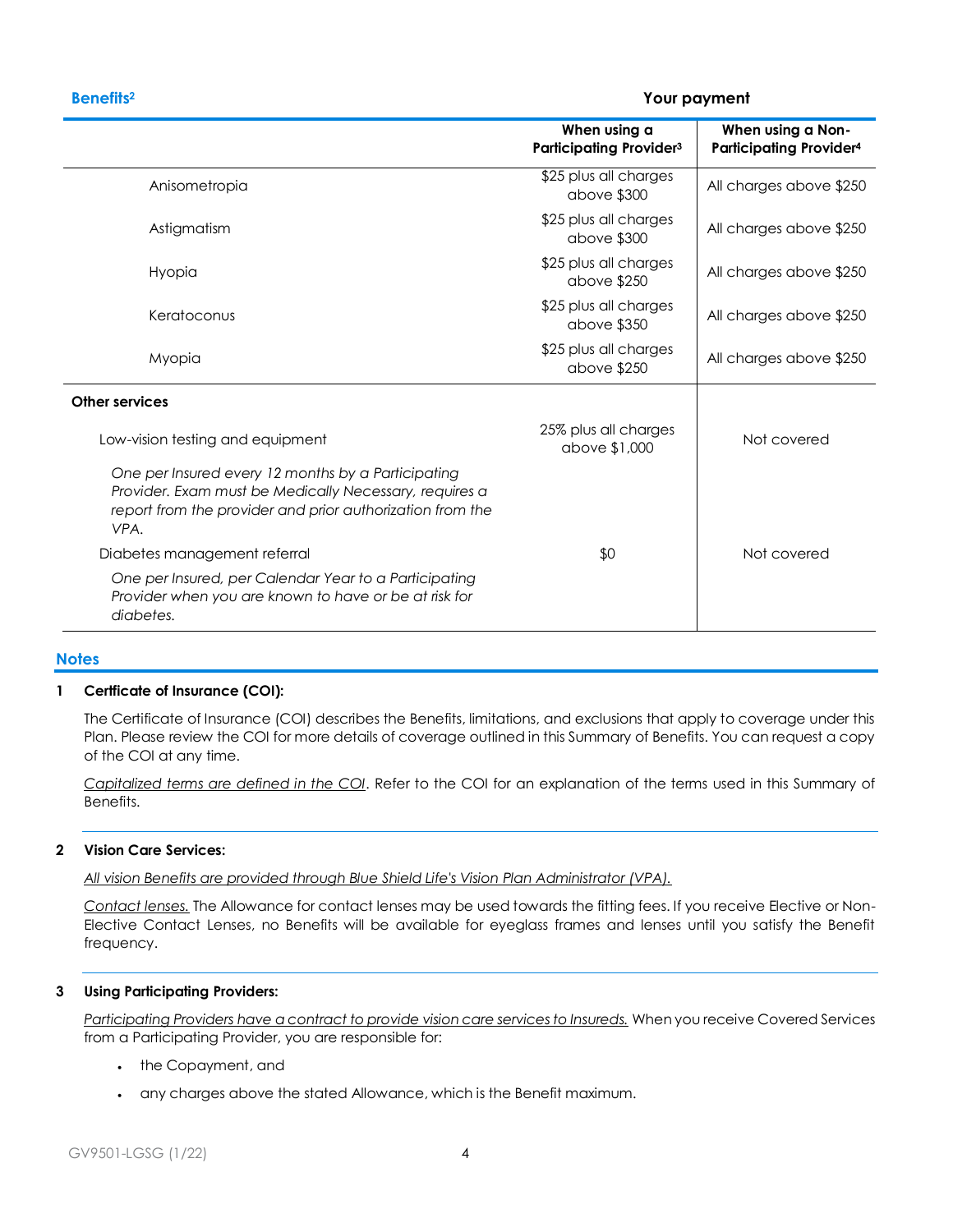| Benefits[2] | Your payment | |
|---|---|---|
| | **When using a Participating Provider[3]** | **When using a Non-Participating Provider[4]** |
| Anisometropia | $25 plus all charges above $300 | All charges above $250 |
| Astigmatism | $25 plus all charges above $300 | All charges above $250 |
| Hyopia | $25 plus all charges above $250 | All charges above $250 |
| Keratoconus | $25 plus all charges above $350 | All charges above $250 |
| Myopia | $25 plus all charges above $250 | All charges above $250 |
| **Other services** | | |
| Low-vision testing and equipment | 25% plus all charges above $1,000 | Not covered |
| *One per Insured every 12 months by a Participating Provider. Exam must be Medically Necessary, requires a report from the provider and prior authorization from the VPA.* | | |
| Diabetes management referral | $0 | Not covered |
| *One per Insured, per Calendar Year to a Participating Provider when you are known to have or be at risk for diabetes.* | | |

## Notes

**1 Certficate of Insurance (COI):**

The Certificate of Insurance (COI) describes the Benefits, limitations, and exclusions that apply to coverage under this Plan. Please review the COI for more details of coverage outlined in this Summary of Benefits. You can request a copy of the COI at any time.

Capitalized terms are defined in the COI. Refer to the COI for an explanation of the terms used in this Summary of Benefits.

**2 Vision Care Services:**

All vision Benefits are provided through Blue Shield Life's Vision Plan Administrator (VPA).

Contact lenses. The Allowance for contact lenses may be used towards the fitting fees. If you receive Elective or Non-Elective Contact Lenses, no Benefits will be available for eyeglass frames and lenses until you satisfy the Benefit frequency.

**3 Using Participating Providers:**

Participating Providers have a contract to provide vision care services to Insureds. When you receive Covered Services from a Participating Provider, you are responsible for:

- the Copayment, and
- any charges above the stated Allowance, which is the Benefit maximum.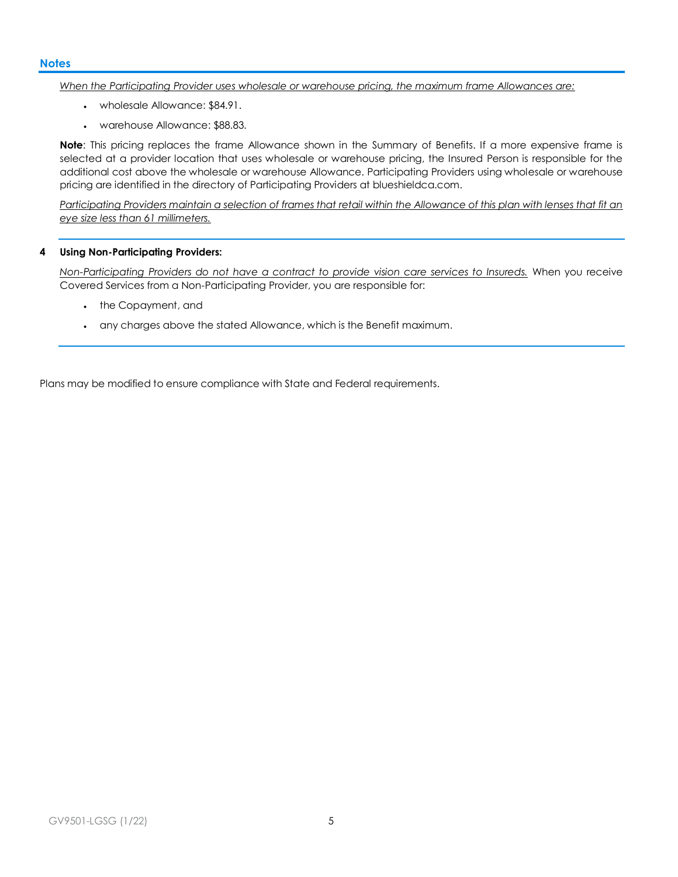## Notes

*When the Participating Provider uses wholesale or warehouse pricing, the maximum frame Allowances are:*

- wholesale Allowance: $84.91.
- warehouse Allowance: $88.83.

**Note**: This pricing replaces the frame Allowance shown in the Summary of Benefits. If a more expensive frame is selected at a provider location that uses wholesale or warehouse pricing, the Insured Person is responsible for the additional cost above the wholesale or warehouse Allowance. Participating Providers using wholesale or warehouse pricing are identified in the directory of Participating Providers at blueshieldca.com.

*Participating Providers maintain a selection of frames that retail within the Allowance of this plan with lenses that fit an eye size less than 61 millimeters.*

**4 Using Non-Participating Providers:**

*Non-Participating Providers do not have a contract to provide vision care services to Insureds.* When you receive Covered Services from a Non-Participating Provider, you are responsible for:

- the Copayment, and
- any charges above the stated Allowance, which is the Benefit maximum.

Plans may be modified to ensure compliance with State and Federal requirements.

GV9501-LGSG (1/22)